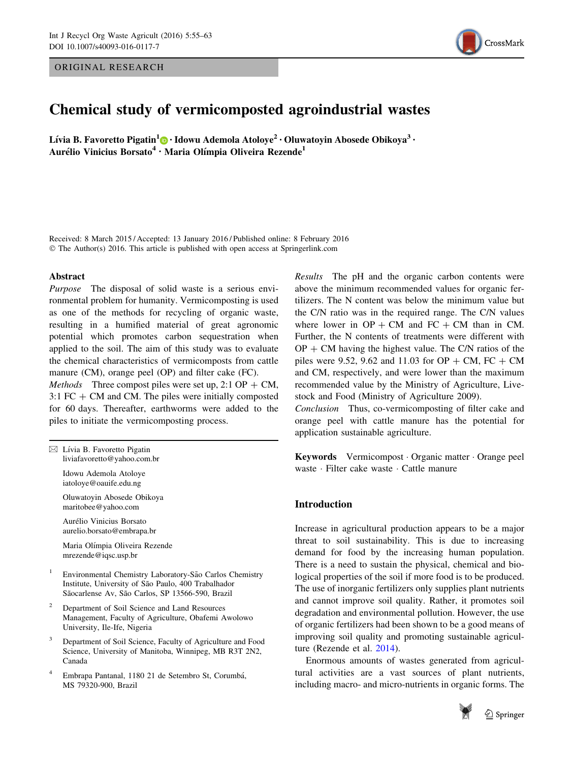ORIGINAL RESEARCH

# Chemical study of vermicomposted agroindustrial wastes

**Lívia B. Favoretto Pigatin[1] · Idowu Ademola Atoloye[2] · Oluwatoyin Abosede Obikoya[3] · Aurélio Vinicius Borsato[4] · Maria Olímpia Oliveira Rezende[1]**

Received: 8 March 2015 / Accepted: 13 January 2016 / Published online: 8 February 2016
© The Author(s) 2016. This article is published with open access at Springerlink.com

## Abstract

*Purpose* The disposal of solid waste is a serious environmental problem for humanity. Vermicomposting is used as one of the methods for recycling of organic waste, resulting in a humified material of great agronomic potential which promotes carbon sequestration when applied to the soil. The aim of this study was to evaluate the chemical characteristics of vermicomposts from cattle manure (CM), orange peel (OP) and filter cake (FC).

*Methods* Three compost piles were set up, 2:1 OP + CM, 3:1 FC + CM and CM. The piles were initially composted for 60 days. Thereafter, earthworms were added to the piles to initiate the vermicomposting process.

*Results* The pH and the organic carbon contents were above the minimum recommended values for organic fertilizers. The N content was below the minimum value but the C/N ratio was in the required range. The C/N values where lower in OP + CM and FC + CM than in CM. Further, the N contents of treatments were different with OP + CM having the highest value. The C/N ratios of the piles were 9.52, 9.62 and 11.03 for OP + CM, FC + CM and CM, respectively, and were lower than the maximum recommended value by the Ministry of Agriculture, Livestock and Food (Ministry of Agriculture 2009).

*Conclusion* Thus, co-vermicomposting of filter cake and orange peel with cattle manure has the potential for application sustainable agriculture.

**Keywords** Vermicompost · Organic matter · Orange peel waste · Filter cake waste · Cattle manure

✉ Lívia B. Favoretto Pigatin
liviafavoretto@yahoo.com.br

Idowu Ademola Atoloye
iatoloye@oauife.edu.ng

Oluwatoyin Abosede Obikoya
maritobee@yahoo.com

Aurélio Vinicius Borsato
aurelio.borsato@embrapa.br

Maria Olímpia Oliveira Rezende
mrezende@iqsc.usp.br

[1] Environmental Chemistry Laboratory-São Carlos Chemistry Institute, University of São Paulo, 400 Trabalhador Sãocarlense Av, São Carlos, SP 13566-590, Brazil

[2] Department of Soil Science and Land Resources Management, Faculty of Agriculture, Obafemi Awolowo University, Ile-Ife, Nigeria

[3] Department of Soil Science, Faculty of Agriculture and Food Science, University of Manitoba, Winnipeg, MB R3T 2N2, Canada

[4] Embrapa Pantanal, 1180 21 de Setembro St, Corumbá, MS 79320-900, Brazil

## Introduction

Increase in agricultural production appears to be a major threat to soil sustainability. This is due to increasing demand for food by the increasing human population. There is a need to sustain the physical, chemical and biological properties of the soil if more food is to be produced. The use of inorganic fertilizers only supplies plant nutrients and cannot improve soil quality. Rather, it promotes soil degradation and environmental pollution. However, the use of organic fertilizers had been shown to be a good means of improving soil quality and promoting sustainable agriculture (Rezende et al. 2014).

Enormous amounts of wastes generated from agricultural activities are a vast sources of plant nutrients, including macro- and micro-nutrients in organic forms. The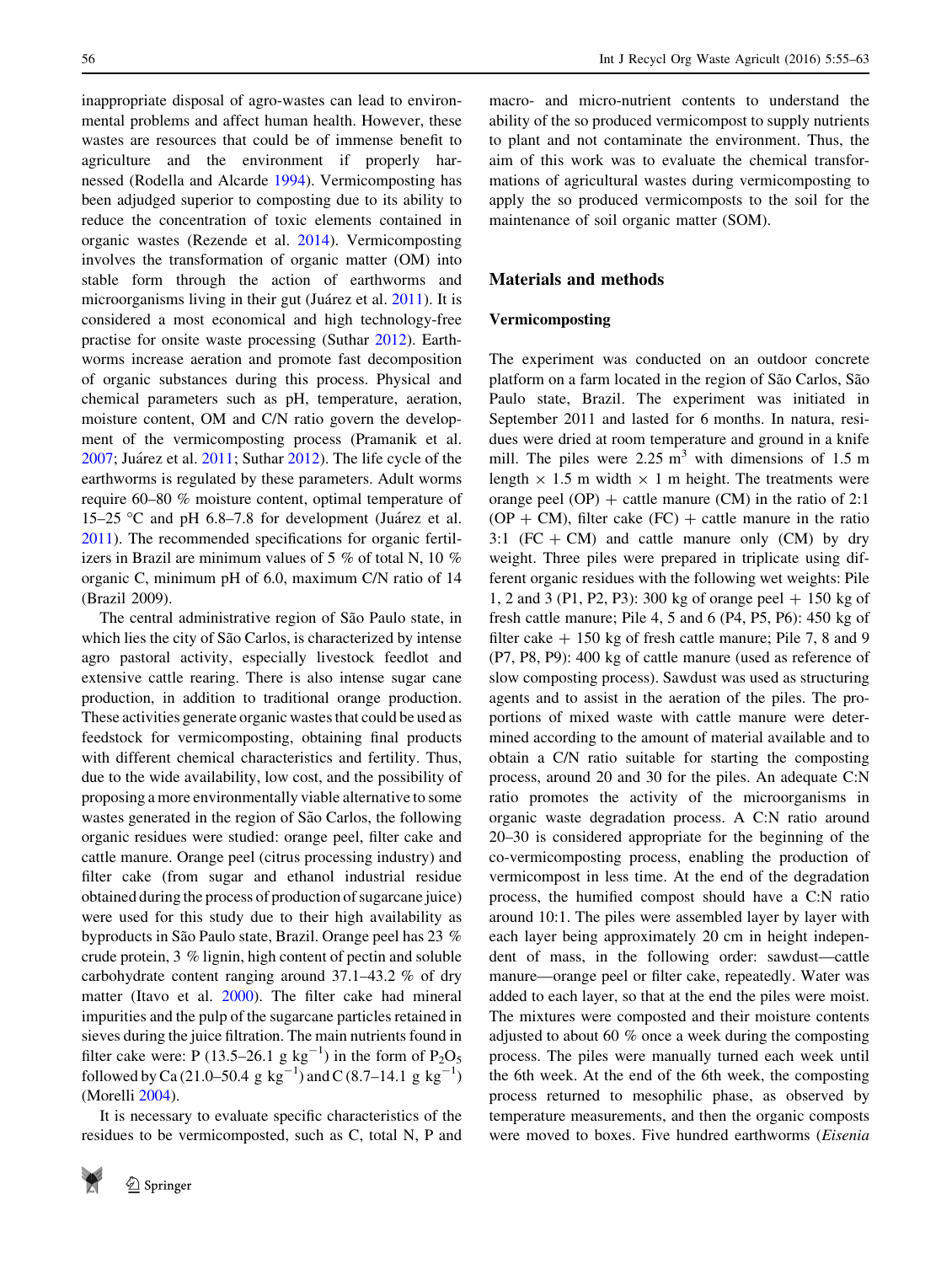inappropriate disposal of agro-wastes can lead to environmental problems and affect human health. However, these wastes are resources that could be of immense benefit to agriculture and the environment if properly harnessed (Rodella and Alcarde 1994). Vermicomposting has been adjudged superior to composting due to its ability to reduce the concentration of toxic elements contained in organic wastes (Rezende et al. 2014). Vermicomposting involves the transformation of organic matter (OM) into stable form through the action of earthworms and microorganisms living in their gut (Juárez et al. 2011). It is considered a most economical and high technology-free practise for onsite waste processing (Suthar 2012). Earthworms increase aeration and promote fast decomposition of organic substances during this process. Physical and chemical parameters such as pH, temperature, aeration, moisture content, OM and C/N ratio govern the development of the vermicomposting process (Pramanik et al. 2007; Juárez et al. 2011; Suthar 2012). The life cycle of the earthworms is regulated by these parameters. Adult worms require 60–80 % moisture content, optimal temperature of 15–25 °C and pH 6.8–7.8 for development (Juárez et al. 2011). The recommended specifications for organic fertilizers in Brazil are minimum values of 5 % of total N, 10 % organic C, minimum pH of 6.0, maximum C/N ratio of 14 (Brazil 2009).

The central administrative region of São Paulo state, in which lies the city of São Carlos, is characterized by intense agro pastoral activity, especially livestock feedlot and extensive cattle rearing. There is also intense sugar cane production, in addition to traditional orange production. These activities generate organic wastes that could be used as feedstock for vermicomposting, obtaining final products with different chemical characteristics and fertility. Thus, due to the wide availability, low cost, and the possibility of proposing a more environmentally viable alternative to some wastes generated in the region of São Carlos, the following organic residues were studied: orange peel, filter cake and cattle manure. Orange peel (citrus processing industry) and filter cake (from sugar and ethanol industrial residue obtained during the process of production of sugarcane juice) were used for this study due to their high availability as byproducts in São Paulo state, Brazil. Orange peel has 23 % crude protein, 3 % lignin, high content of pectin and soluble carbohydrate content ranging around 37.1–43.2 % of dry matter (Itavo et al. 2000). The filter cake had mineral impurities and the pulp of the sugarcane particles retained in sieves during the juice filtration. The main nutrients found in filter cake were: P (13.5–26.1 g $kg^{-1}$) in the form of $P_2O_5$ followed by Ca (21.0–50.4 g $kg^{-1}$) and C (8.7–14.1 g $kg^{-1}$) (Morelli 2004).

It is necessary to evaluate specific characteristics of the residues to be vermicomposted, such as C, total N, P and macro- and micro-nutrient contents to understand the ability of the so produced vermicompost to supply nutrients to plant and not contaminate the environment. Thus, the aim of this work was to evaluate the chemical transformations of agricultural wastes during vermicomposting to apply the so produced vermicomposts to the soil for the maintenance of soil organic matter (SOM).

## Materials and methods

### Vermicomposting

The experiment was conducted on an outdoor concrete platform on a farm located in the region of São Carlos, São Paulo state, Brazil. The experiment was initiated in September 2011 and lasted for 6 months. In natura, residues were dried at room temperature and ground in a knife mill. The piles were 2.25 $m^3$ with dimensions of 1.5 m length × 1.5 m width × 1 m height. The treatments were orange peel (OP) + cattle manure (CM) in the ratio of 2:1 (OP + CM), filter cake (FC) + cattle manure in the ratio 3:1 (FC + CM) and cattle manure only (CM) by dry weight. Three piles were prepared in triplicate using different organic residues with the following wet weights: Pile 1, 2 and 3 (P1, P2, P3): 300 kg of orange peel + 150 kg of fresh cattle manure; Pile 4, 5 and 6 (P4, P5, P6): 450 kg of filter cake + 150 kg of fresh cattle manure; Pile 7, 8 and 9 (P7, P8, P9): 400 kg of cattle manure (used as reference of slow composting process). Sawdust was used as structuring agents and to assist in the aeration of the piles. The proportions of mixed waste with cattle manure were determined according to the amount of material available and to obtain a C/N ratio suitable for starting the composting process, around 20 and 30 for the piles. An adequate C:N ratio promotes the activity of the microorganisms in organic waste degradation process. A C:N ratio around 20–30 is considered appropriate for the beginning of the co-vermicomposting process, enabling the production of vermicompost in less time. At the end of the degradation process, the humified compost should have a C:N ratio around 10:1. The piles were assembled layer by layer with each layer being approximately 20 cm in height independent of mass, in the following order: sawdust—cattle manure—orange peel or filter cake, repeatedly. Water was added to each layer, so that at the end the piles were moist. The mixtures were composted and their moisture contents adjusted to about 60 % once a week during the composting process. The piles were manually turned each week until the 6th week. At the end of the 6th week, the composting process returned to mesophilic phase, as observed by temperature measurements, and then the organic composts were moved to boxes. Five hundred earthworms (*Eisenia*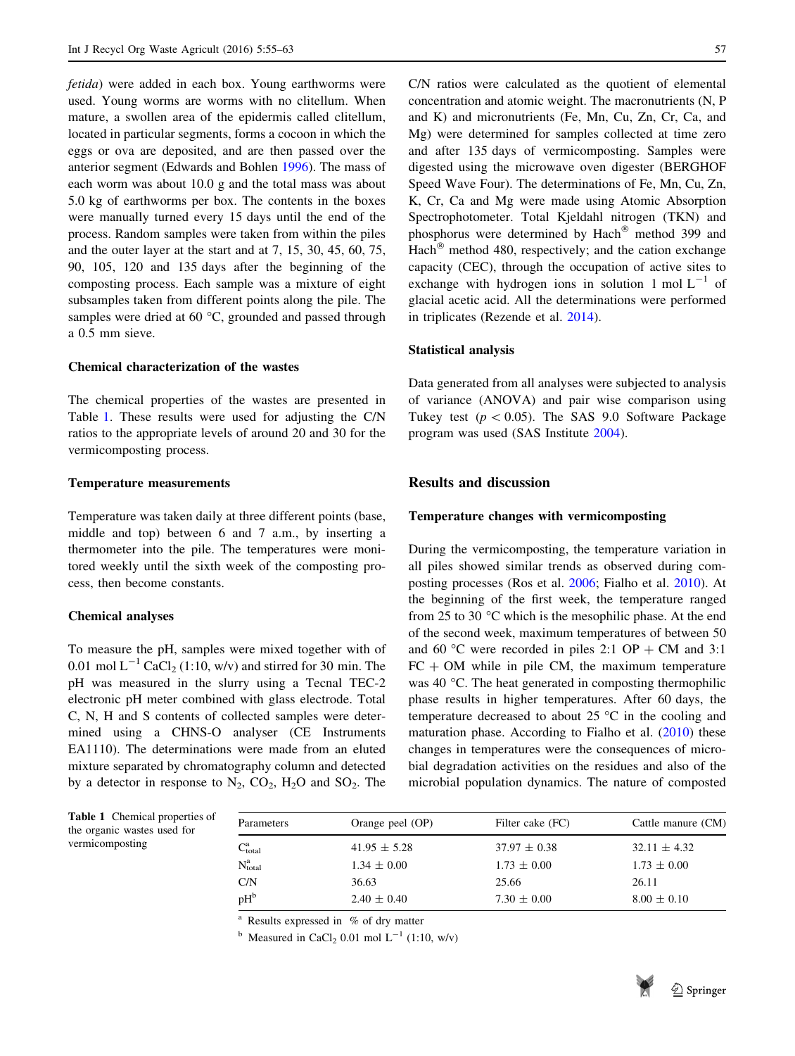*fetida*) were added in each box. Young earthworms were used. Young worms are worms with no clitellum. When mature, a swollen area of the epidermis called clitellum, located in particular segments, forms a cocoon in which the eggs or ova are deposited, and are then passed over the anterior segment (Edwards and Bohlen 1996). The mass of each worm was about 10.0 g and the total mass was about 5.0 kg of earthworms per box. The contents in the boxes were manually turned every 15 days until the end of the process. Random samples were taken from within the piles and the outer layer at the start and at 7, 15, 30, 45, 60, 75, 90, 105, 120 and 135 days after the beginning of the composting process. Each sample was a mixture of eight subsamples taken from different points along the pile. The samples were dried at 60 °C, grounded and passed through a 0.5 mm sieve.

### Chemical characterization of the wastes

The chemical properties of the wastes are presented in Table 1. These results were used for adjusting the C/N ratios to the appropriate levels of around 20 and 30 for the vermicomposting process.

### Temperature measurements

Temperature was taken daily at three different points (base, middle and top) between 6 and 7 a.m., by inserting a thermometer into the pile. The temperatures were monitored weekly until the sixth week of the composting process, then become constants.

### Chemical analyses

To measure the pH, samples were mixed together with of 0.01 mol $L^{-1}$ $CaCl_2$ (1:10, w/v) and stirred for 30 min. The pH was measured in the slurry using a Tecnal TEC-2 electronic pH meter combined with glass electrode. Total C, N, H and S contents of collected samples were determined using a CHNS-O analyser (CE Instruments EA1110). The determinations were made from an eluted mixture separated by chromatography column and detected by a detector in response to $N_2$, $CO_2$, $H_2O$ and $SO_2$. The C/N ratios were calculated as the quotient of elemental concentration and atomic weight. The macronutrients (N, P and K) and micronutrients (Fe, Mn, Cu, Zn, Cr, Ca, and Mg) were determined for samples collected at time zero and after 135 days of vermicomposting. Samples were digested using the microwave oven digester (BERGHOF Speed Wave Four). The determinations of Fe, Mn, Cu, Zn, K, Cr, Ca and Mg were made using Atomic Absorption Spectrophotometer. Total Kjeldahl nitrogen (TKN) and phosphorus were determined by Hach® method 399 and Hach® method 480, respectively; and the cation exchange capacity (CEC), through the occupation of active sites to exchange with hydrogen ions in solution 1 mol $L^{-1}$ of glacial acetic acid. All the determinations were performed in triplicates (Rezende et al. 2014).

### Statistical analysis

Data generated from all analyses were subjected to analysis of variance (ANOVA) and pair wise comparison using Tukey test ($p < 0.05$). The SAS 9.0 Software Package program was used (SAS Institute 2004).

## Results and discussion

### Temperature changes with vermicomposting

During the vermicomposting, the temperature variation in all piles showed similar trends as observed during composting processes (Ros et al. 2006; Fialho et al. 2010). At the beginning of the first week, the temperature ranged from 25 to 30 °C which is the mesophilic phase. At the end of the second week, maximum temperatures of between 50 and 60 °C were recorded in piles 2:1 OP + CM and 3:1 FC + OM while in pile CM, the maximum temperature was 40 °C. The heat generated in composting thermophilic phase results in higher temperatures. After 60 days, the temperature decreased to about 25 °C in the cooling and maturation phase. According to Fialho et al. (2010) these changes in temperatures were the consequences of microbial degradation activities on the residues and also of the microbial population dynamics. The nature of composted

Table 1 Chemical properties of the organic wastes used for vermicomposting

| Parameters | Orange peel (OP) | Filter cake (FC) | Cattle manure (CM) |
|---|---|---|---|
| $C^{a}_{total}$ | 41.95 ± 5.28 | 37.97 ± 0.38 | 32.11 ± 4.32 |
| $N^{a}_{total}$ | 1.34 ± 0.00 | 1.73 ± 0.00 | 1.73 ± 0.00 |
| C/N | 36.63 | 25.66 | 26.11 |
| $pH^{b}$ | 2.40 ± 0.40 | 7.30 ± 0.00 | 8.00 ± 0.10 |

[a] Results expressed in % of dry matter

[b] Measured in $CaCl_2$ 0.01 mol $L^{-1}$ (1:10, w/v)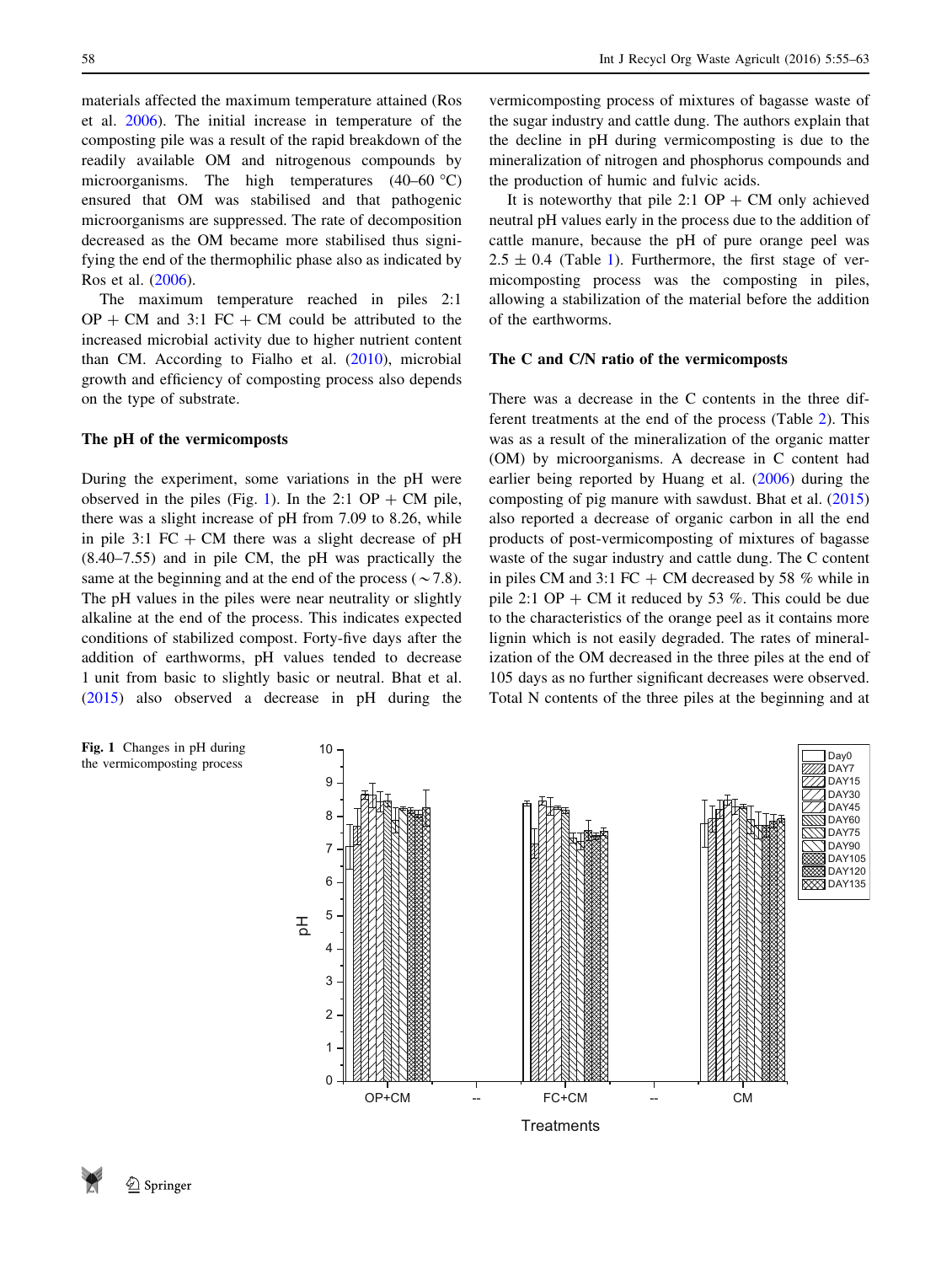materials affected the maximum temperature attained (Ros et al. 2006). The initial increase in temperature of the composting pile was a result of the rapid breakdown of the readily available OM and nitrogenous compounds by microorganisms. The high temperatures (40–60 °C) ensured that OM was stabilised and that pathogenic microorganisms are suppressed. The rate of decomposition decreased as the OM became more stabilised thus signifying the end of the thermophilic phase also as indicated by Ros et al. (2006).

The maximum temperature reached in piles 2:1 OP + CM and 3:1 FC + CM could be attributed to the increased microbial activity due to higher nutrient content than CM. According to Fialho et al. (2010), microbial growth and efficiency of composting process also depends on the type of substrate.

### The pH of the vermicomposts

During the experiment, some variations in the pH were observed in the piles (Fig. 1). In the 2:1 OP + CM pile, there was a slight increase of pH from 7.09 to 8.26, while in pile 3:1 FC + CM there was a slight decrease of pH (8.40–7.55) and in pile CM, the pH was practically the same at the beginning and at the end of the process (~7.8). The pH values in the piles were near neutrality or slightly alkaline at the end of the process. This indicates expected conditions of stabilized compost. Forty-five days after the addition of earthworms, pH values tended to decrease 1 unit from basic to slightly basic or neutral. Bhat et al. (2015) also observed a decrease in pH during the vermicomposting process of mixtures of bagasse waste of the sugar industry and cattle dung. The authors explain that the decline in pH during vermicomposting is due to the mineralization of nitrogen and phosphorus compounds and the production of humic and fulvic acids.

It is noteworthy that pile 2:1 OP + CM only achieved neutral pH values early in the process due to the addition of cattle manure, because the pH of pure orange peel was 2.5 ± 0.4 (Table 1). Furthermore, the first stage of vermicomposting process was the composting in piles, allowing a stabilization of the material before the addition of the earthworms.

### The C and C/N ratio of the vermicomposts

There was a decrease in the C contents in the three different treatments at the end of the process (Table 2). This was as a result of the mineralization of the organic matter (OM) by microorganisms. A decrease in C content had earlier being reported by Huang et al. (2006) during the composting of pig manure with sawdust. Bhat et al. (2015) also reported a decrease of organic carbon in all the end products of post-vermicomposting of mixtures of bagasse waste of the sugar industry and cattle dung. The C content in piles CM and 3:1 FC + CM decreased by 58 % while in pile 2:1 OP + CM it reduced by 53 %. This could be due to the characteristics of the orange peel as it contains more lignin which is not easily degraded. The rates of mineralization of the OM decreased in the three piles at the end of 105 days as no further significant decreases were observed. Total N contents of the three piles at the beginning and at

pH
0
1
2
3
4
5
6
7
8
9
10
OP+CM
--
FC+CM
--
CM
Treatments
Day0
DAY7
DAY15
DAY30
DAY45
DAY60
DAY75
DAY90
DAY105
DAY120
DAY135

Fig. 1 Changes in pH during the vermicomposting process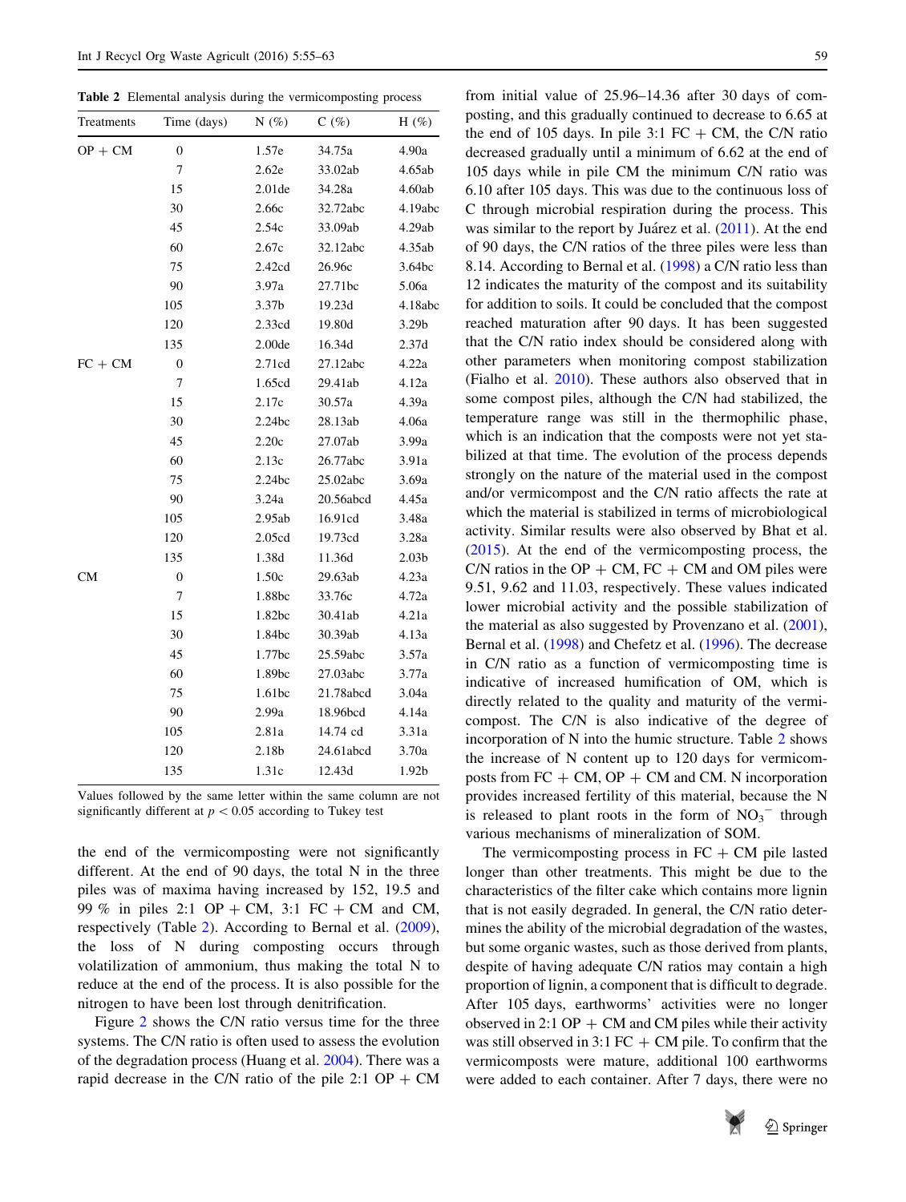**Table 2** Elemental analysis during the vermicomposting process

| Treatments | Time (days) | N (%) | C (%) | H (%) |
|---|---|---|---|---|
| OP + CM | 0 | 1.57e | 34.75a | 4.90a |
| | 7 | 2.62e | 33.02ab | 4.65ab |
| | 15 | 2.01de | 34.28a | 4.60ab |
| | 30 | 2.66c | 32.72abc | 4.19abc |
| | 45 | 2.54c | 33.09ab | 4.29ab |
| | 60 | 2.67c | 32.12abc | 4.35ab |
| | 75 | 2.42cd | 26.96c | 3.64bc |
| | 90 | 3.97a | 27.71bc | 5.06a |
| | 105 | 3.37b | 19.23d | 4.18abc |
| | 120 | 2.33cd | 19.80d | 3.29b |
| | 135 | 2.00de | 16.34d | 2.37d |
| FC + CM | 0 | 2.71cd | 27.12abc | 4.22a |
| | 7 | 1.65cd | 29.41ab | 4.12a |
| | 15 | 2.17c | 30.57a | 4.39a |
| | 30 | 2.24bc | 28.13ab | 4.06a |
| | 45 | 2.20c | 27.07ab | 3.99a |
| | 60 | 2.13c | 26.77abc | 3.91a |
| | 75 | 2.24bc | 25.02abc | 3.69a |
| | 90 | 3.24a | 20.56abcd | 4.45a |
| | 105 | 2.95ab | 16.91cd | 3.48a |
| | 120 | 2.05cd | 19.73cd | 3.28a |
| | 135 | 1.38d | 11.36d | 2.03b |
| CM | 0 | 1.50c | 29.63ab | 4.23a |
| | 7 | 1.88bc | 33.76c | 4.72a |
| | 15 | 1.82bc | 30.41ab | 4.21a |
| | 30 | 1.84bc | 30.39ab | 4.13a |
| | 45 | 1.77bc | 25.59abc | 3.57a |
| | 60 | 1.89bc | 27.03abc | 3.77a |
| | 75 | 1.61bc | 21.78abcd | 3.04a |
| | 90 | 2.99a | 18.96bcd | 4.14a |
| | 105 | 2.81a | 14.74 cd | 3.31a |
| | 120 | 2.18b | 24.61abcd | 3.70a |
| | 135 | 1.31c | 12.43d | 1.92b |

Values followed by the same letter within the same column are not significantly different at $p < 0.05$ according to Tukey test

the end of the vermicomposting were not significantly different. At the end of 90 days, the total N in the three piles was of maxima having increased by 152, 19.5 and 99 % in piles 2:1 OP + CM, 3:1 FC + CM and CM, respectively (Table 2). According to Bernal et al. (2009), the loss of N during composting occurs through volatilization of ammonium, thus making the total N to reduce at the end of the process. It is also possible for the nitrogen to have been lost through denitrification.

Figure 2 shows the C/N ratio versus time for the three systems. The C/N ratio is often used to assess the evolution of the degradation process (Huang et al. 2004). There was a rapid decrease in the C/N ratio of the pile 2:1 OP + CM from initial value of 25.96–14.36 after 30 days of composting, and this gradually continued to decrease to 6.65 at the end of 105 days. In pile 3:1 FC + CM, the C/N ratio decreased gradually until a minimum of 6.62 at the end of 105 days while in pile CM the minimum C/N ratio was 6.10 after 105 days. This was due to the continuous loss of C through microbial respiration during the process. This was similar to the report by Juárez et al. (2011). At the end of 90 days, the C/N ratios of the three piles were less than 8.14. According to Bernal et al. (1998) a C/N ratio less than 12 indicates the maturity of the compost and its suitability for addition to soils. It could be concluded that the compost reached maturation after 90 days. It has been suggested that the C/N ratio index should be considered along with other parameters when monitoring compost stabilization (Fialho et al. 2010). These authors also observed that in some compost piles, although the C/N had stabilized, the temperature range was still in the thermophilic phase, which is an indication that the composts were not yet stabilized at that time. The evolution of the process depends strongly on the nature of the material used in the compost and/or vermicompost and the C/N ratio affects the rate at which the material is stabilized in terms of microbiological activity. Similar results were also observed by Bhat et al. (2015). At the end of the vermicomposting process, the C/N ratios in the OP + CM, FC + CM and OM piles were 9.51, 9.62 and 11.03, respectively. These values indicated lower microbial activity and the possible stabilization of the material as also suggested by Provenzano et al. (2001), Bernal et al. (1998) and Chefetz et al. (1996). The decrease in C/N ratio as a function of vermicomposting time is indicative of increased humification of OM, which is directly related to the quality and maturity of the vermicompost. The C/N is also indicative of the degree of incorporation of N into the humic structure. Table 2 shows the increase of N content up to 120 days for vermicomposts from FC + CM, OP + CM and CM. N incorporation provides increased fertility of this material, because the N is released to plant roots in the form of $NO_3^-$ through various mechanisms of mineralization of SOM.

The vermicomposting process in FC + CM pile lasted longer than other treatments. This might be due to the characteristics of the filter cake which contains more lignin that is not easily degraded. In general, the C/N ratio determines the ability of the microbial degradation of the wastes, but some organic wastes, such as those derived from plants, despite of having adequate C/N ratios may contain a high proportion of lignin, a component that is difficult to degrade. After 105 days, earthworms' activities were no longer observed in 2:1 OP + CM and CM piles while their activity was still observed in 3:1 FC + CM pile. To confirm that the vermicomposts were mature, additional 100 earthworms were added to each container. After 7 days, there were no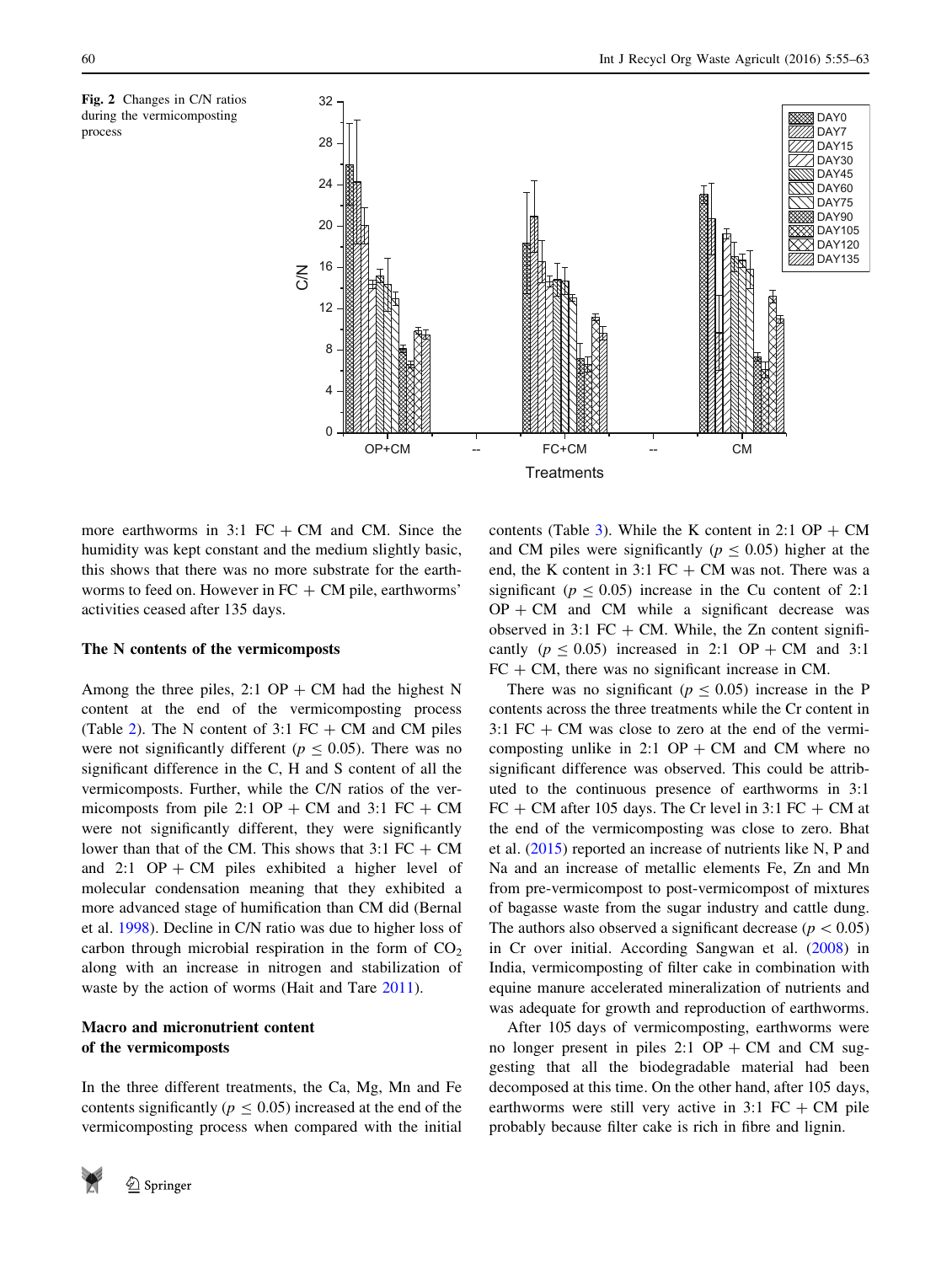**Fig. 2** Changes in C/N ratios during the vermicomposting process

32
28
24
20
16
12
8
4
0
C/N
OP+CM
--
FC+CM
--
CM
Treatments
DAY0
DAY7
DAY15
DAY30
DAY45
DAY60
DAY75
DAY90
DAY105
DAY120
DAY135

more earthworms in 3:1 FC + CM and CM. Since the humidity was kept constant and the medium slightly basic, this shows that there was no more substrate for the earthworms to feed on. However in FC + CM pile, earthworms' activities ceased after 135 days.

### The N contents of the vermicomposts

Among the three piles, 2:1 OP + CM had the highest N content at the end of the vermicomposting process (Table 2). The N content of 3:1 FC + CM and CM piles were not significantly different ($p \leq 0.05$). There was no significant difference in the C, H and S content of all the vermicomposts. Further, while the C/N ratios of the vermicomposts from pile 2:1 OP + CM and 3:1 FC + CM were not significantly different, they were significantly lower than that of the CM. This shows that 3:1 FC + CM and 2:1 OP + CM piles exhibited a higher level of molecular condensation meaning that they exhibited a more advanced stage of humification than CM did (Bernal et al. 1998). Decline in C/N ratio was due to higher loss of carbon through microbial respiration in the form of $CO_2$ along with an increase in nitrogen and stabilization of waste by the action of worms (Hait and Tare 2011).

### Macro and micronutrient content of the vermicomposts

In the three different treatments, the Ca, Mg, Mn and Fe contents significantly ($p \leq 0.05$) increased at the end of the vermicomposting process when compared with the initial contents (Table 3). While the K content in 2:1 OP + CM and CM piles were significantly ($p \leq 0.05$) higher at the end, the K content in 3:1 FC + CM was not. There was a significant ($p \leq 0.05$) increase in the Cu content of 2:1 OP + CM and CM while a significant decrease was observed in 3:1 FC + CM. While, the Zn content significantly ($p \leq 0.05$) increased in 2:1 OP + CM and 3:1 FC + CM, there was no significant increase in CM.

There was no significant ($p \leq 0.05$) increase in the P contents across the three treatments while the Cr content in 3:1 FC + CM was close to zero at the end of the vermicomposting unlike in 2:1 OP + CM and CM where no significant difference was observed. This could be attributed to the continuous presence of earthworms in 3:1 FC + CM after 105 days. The Cr level in 3:1 FC + CM at the end of the vermicomposting was close to zero. Bhat et al. (2015) reported an increase of nutrients like N, P and Na and an increase of metallic elements Fe, Zn and Mn from pre-vermicompost to post-vermicompost of mixtures of bagasse waste from the sugar industry and cattle dung. The authors also observed a significant decrease ($p < 0.05$) in Cr over initial. According Sangwan et al. (2008) in India, vermicomposting of filter cake in combination with equine manure accelerated mineralization of nutrients and was adequate for growth and reproduction of earthworms.

After 105 days of vermicomposting, earthworms were no longer present in piles 2:1 OP + CM and CM suggesting that all the biodegradable material had been decomposed at this time. On the other hand, after 105 days, earthworms were still very active in 3:1 FC + CM pile probably because filter cake is rich in fibre and lignin.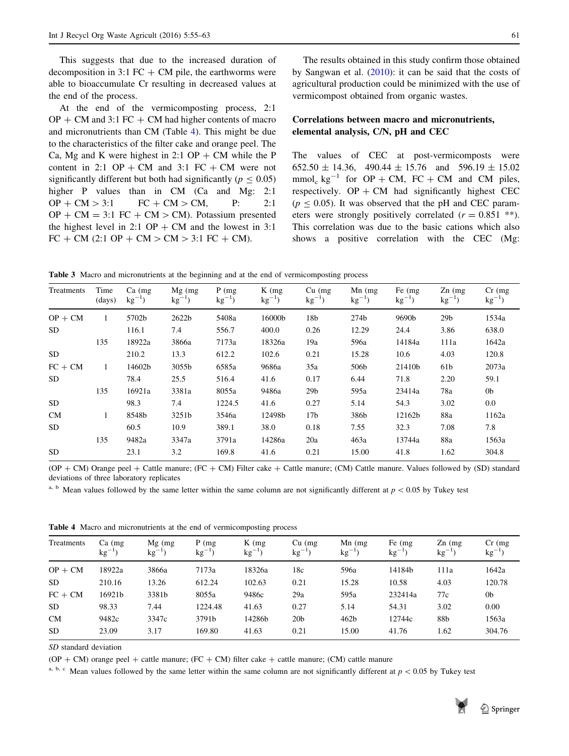This suggests that due to the increased duration of decomposition in 3:1 FC + CM pile, the earthworms were able to bioaccumulate Cr resulting in decreased values at the end of the process.

At the end of the vermicomposting process, 2:1 OP + CM and 3:1 FC + CM had higher contents of macro and micronutrients than CM (Table 4). This might be due to the characteristics of the filter cake and orange peel. The Ca, Mg and K were highest in 2:1 OP + CM while the P content in 2:1 OP + CM and 3:1 FC + CM were not significantly different but both had significantly ($p \leq 0.05$) higher P values than in CM (Ca and Mg: 2:1 OP + CM > 3:1 FC + CM > CM, P: 2:1 OP + CM = 3:1 FC + CM > CM). Potassium presented the highest level in 2:1 OP + CM and the lowest in 3:1 FC + CM (2:1 OP + CM > CM > 3:1 FC + CM).

The results obtained in this study confirm those obtained by Sangwan et al. (2010): it can be said that the costs of agricultural production could be minimized with the use of vermicompost obtained from organic wastes.

## Correlations between macro and micronutrients, elemental analysis, C/N, pH and CEC

The values of CEC at post-vermicomposts were 652.50 ± 14.36, 490.44 ± 15.76 and 596.19 ± 15.02 $\text{mmol}_c\ \text{kg}^{-1}$ for OP + CM, FC + CM and CM piles, respectively. OP + CM had significantly highest CEC ($p \leq 0.05$). It was observed that the pH and CEC parameters were strongly positively correlated ($r = 0.851$ **). This correlation was due to the basic cations which also shows a positive correlation with the CEC (Mg:

**Table 3** Macro and micronutrients at the beginning and at the end of vermicomposting process

| Treatments | Time (days) | Ca (mg $\text{kg}^{-1}$) | Mg (mg $\text{kg}^{-1}$) | P (mg $\text{kg}^{-1}$) | K (mg $\text{kg}^{-1}$) | Cu (mg $\text{kg}^{-1}$) | Mn (mg $\text{kg}^{-1}$) | Fe (mg $\text{kg}^{-1}$) | Zn (mg $\text{kg}^{-1}$) | Cr (mg $\text{kg}^{-1}$) |
|---|---|---|---|---|---|---|---|---|---|---|
| OP + CM | 1 | 5702b | 2622b | 5408a | 16000b | 18b | 274b | 9690b | 29b | 1534a |
| SD | | 116.1 | 7.4 | 556.7 | 400.0 | 0.26 | 12.29 | 24.4 | 3.86 | 638.0 |
| | 135 | 18922a | 3866a | 7173a | 18326a | 19a | 596a | 14184a | 111a | 1642a |
| SD | | 210.2 | 13.3 | 612.2 | 102.6 | 0.21 | 15.28 | 10.6 | 4.03 | 120.8 |
| FC + CM | 1 | 14602b | 3055b | 6585a | 9686a | 35a | 506b | 21410b | 61b | 2073a |
| SD | | 78.4 | 25.5 | 516.4 | 41.6 | 0.17 | 6.44 | 71.8 | 2.20 | 59.1 |
| | 135 | 16921a | 3381a | 8055a | 9486a | 29b | 595a | 23414a | 78a | 0b |
| SD | | 98.3 | 7.4 | 1224.5 | 41.6 | 0.27 | 5.14 | 54.3 | 3.02 | 0.0 |
| CM | 1 | 8548b | 3251b | 3546a | 12498b | 17b | 386b | 12162b | 88a | 1162a |
| SD | | 60.5 | 10.9 | 389.1 | 38.0 | 0.18 | 7.55 | 32.3 | 7.08 | 7.8 |
| | 135 | 9482a | 3347a | 3791a | 14286a | 20a | 463a | 13744a | 88a | 1563a |
| SD | | 23.1 | 3.2 | 169.8 | 41.6 | 0.21 | 15.00 | 41.8 | 1.62 | 304.8 |

(OP + CM) Orange peel + Cattle manure; (FC + CM) Filter cake + Cattle manure; (CM) Cattle manure. Values followed by (SD) standard deviations of three laboratory replicates

[a, b] Mean values followed by the same letter within the same column are not significantly different at $p < 0.05$ by Tukey test

**Table 4** Macro and micronutrients at the end of vermicomposting process

| Treatments | Ca (mg $\text{kg}^{-1}$) | Mg (mg $\text{kg}^{-1}$) | P (mg $\text{kg}^{-1}$) | K (mg $\text{kg}^{-1}$) | Cu (mg $\text{kg}^{-1}$) | Mn (mg $\text{kg}^{-1}$) | Fe (mg $\text{kg}^{-1}$) | Zn (mg $\text{kg}^{-1}$) | Cr (mg $\text{kg}^{-1}$) |
|---|---|---|---|---|---|---|---|---|---|
| OP + CM | 18922a | 3866a | 7173a | 18326a | 18c | 596a | 14184b | 111a | 1642a |
| SD | 210.16 | 13.26 | 612.24 | 102.63 | 0.21 | 15.28 | 10.58 | 4.03 | 120.78 |
| FC + CM | 16921b | 3381b | 8055a | 9486c | 29a | 595a | 232414a | 77c | 0b |
| SD | 98.33 | 7.44 | 1224.48 | 41.63 | 0.27 | 5.14 | 54.31 | 3.02 | 0.00 |
| CM | 9482c | 3347c | 3791b | 14286b | 20b | 462b | 12744c | 88b | 1563a |
| SD | 23.09 | 3.17 | 169.80 | 41.63 | 0.21 | 15.00 | 41.76 | 1.62 | 304.76 |

*SD* standard deviation

(OP + CM) orange peel + cattle manure; (FC + CM) filter cake + cattle manure; (CM) cattle manure

[a, b, c] Mean values followed by the same letter within the same column are not significantly different at $p < 0.05$ by Tukey test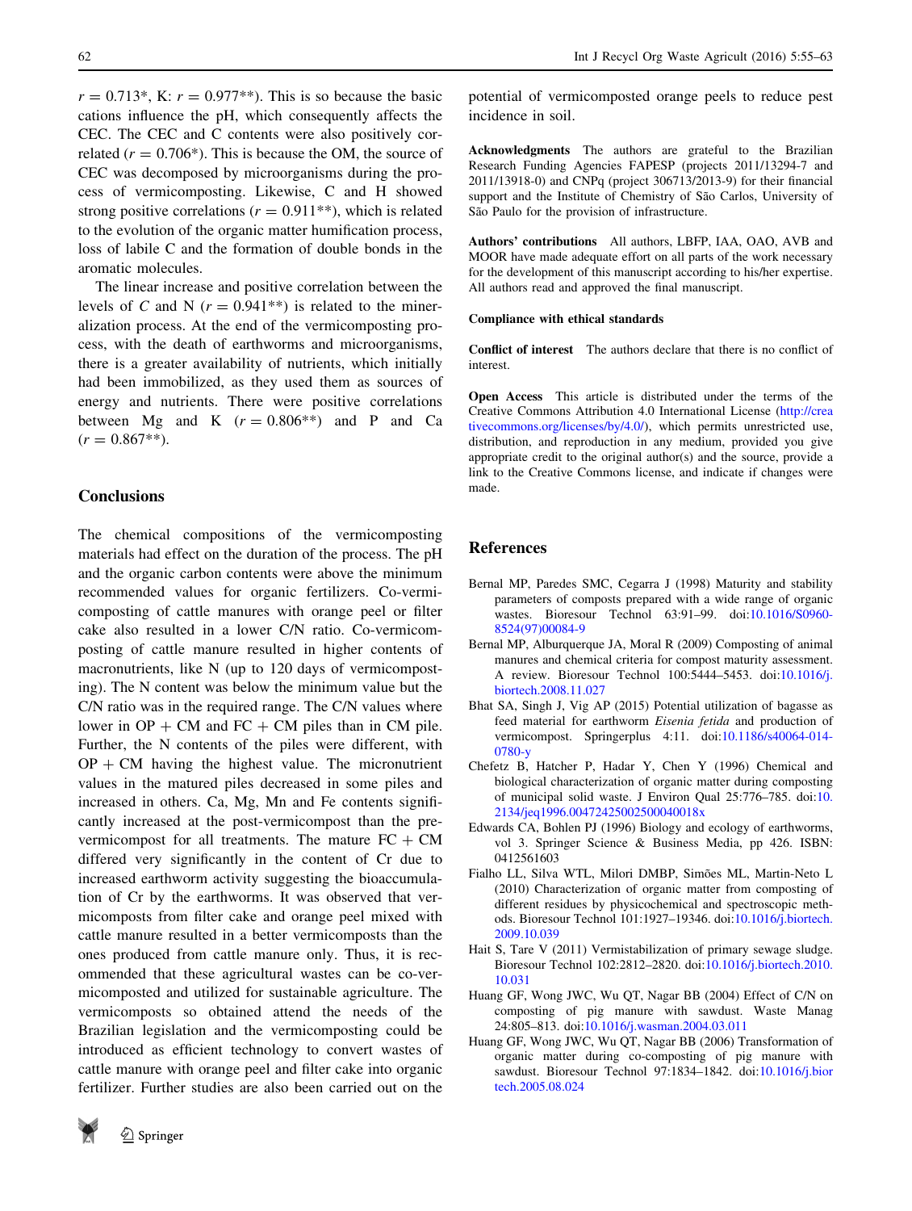$r = 0.713$*, K: $r = 0.977$**). This is so because the basic cations influence the pH, which consequently affects the CEC. The CEC and C contents were also positively correlated ($r = 0.706$*). This is because the OM, the source of CEC was decomposed by microorganisms during the process of vermicomposting. Likewise, C and H showed strong positive correlations ($r = 0.911$**), which is related to the evolution of the organic matter humification process, loss of labile C and the formation of double bonds in the aromatic molecules.

The linear increase and positive correlation between the levels of *C* and N ($r = 0.941$**) is related to the mineralization process. At the end of the vermicomposting process, with the death of earthworms and microorganisms, there is a greater availability of nutrients, which initially had been immobilized, as they used them as sources of energy and nutrients. There were positive correlations between Mg and K ($r = 0.806$**) and P and Ca ($r = 0.867$**).

## Conclusions

The chemical compositions of the vermicomposting materials had effect on the duration of the process. The pH and the organic carbon contents were above the minimum recommended values for organic fertilizers. Co-vermicomposting of cattle manures with orange peel or filter cake also resulted in a lower C/N ratio. Co-vermicomposting of cattle manure resulted in higher contents of macronutrients, like N (up to 120 days of vermicomposting). The N content was below the minimum value but the C/N ratio was in the required range. The C/N values where lower in OP + CM and FC + CM piles than in CM pile. Further, the N contents of the piles were different, with OP + CM having the highest value. The micronutrient values in the matured piles decreased in some piles and increased in others. Ca, Mg, Mn and Fe contents significantly increased at the post-vermicompost than the pre-vermicompost for all treatments. The mature FC + CM differed very significantly in the content of Cr due to increased earthworm activity suggesting the bioaccumulation of Cr by the earthworms. It was observed that vermicomposts from filter cake and orange peel mixed with cattle manure resulted in a better vermicomposts than the ones produced from cattle manure only. Thus, it is recommended that these agricultural wastes can be co-vermicomposted and utilized for sustainable agriculture. The vermicomposts so obtained attend the needs of the Brazilian legislation and the vermicomposting could be introduced as efficient technology to convert wastes of cattle manure with orange peel and filter cake into organic fertilizer. Further studies are also been carried out on the potential of vermicomposted orange peels to reduce pest incidence in soil.

**Acknowledgments** The authors are grateful to the Brazilian Research Funding Agencies FAPESP (projects 2011/13294-7 and 2011/13918-0) and CNPq (project 306713/2013-9) for their financial support and the Institute of Chemistry of São Carlos, University of São Paulo for the provision of infrastructure.

**Authors' contributions** All authors, LBFP, IAA, OAO, AVB and MOOR have made adequate effort on all parts of the work necessary for the development of this manuscript according to his/her expertise. All authors read and approved the final manuscript.

**Compliance with ethical standards**

**Conflict of interest** The authors declare that there is no conflict of interest.

**Open Access** This article is distributed under the terms of the Creative Commons Attribution 4.0 International License (http://creativecommons.org/licenses/by/4.0/), which permits unrestricted use, distribution, and reproduction in any medium, provided you give appropriate credit to the original author(s) and the source, provide a link to the Creative Commons license, and indicate if changes were made.

## References

Bernal MP, Paredes SMC, Cegarra J (1998) Maturity and stability parameters of composts prepared with a wide range of organic wastes. Bioresour Technol 63:91–99. doi:10.1016/S0960-8524(97)00084-9

Bernal MP, Alburquerque JA, Moral R (2009) Composting of animal manures and chemical criteria for compost maturity assessment. A review. Bioresour Technol 100:5444–5453. doi:10.1016/j.biortech.2008.11.027

Bhat SA, Singh J, Vig AP (2015) Potential utilization of bagasse as feed material for earthworm *Eisenia fetida* and production of vermicompost. Springerplus 4:11. doi:10.1186/s40064-014-0780-y

Chefetz B, Hatcher P, Hadar Y, Chen Y (1996) Chemical and biological characterization of organic matter during composting of municipal solid waste. J Environ Qual 25:776–785. doi:10.2134/jeq1996.00472425002500040018x

Edwards CA, Bohlen PJ (1996) Biology and ecology of earthworms, vol 3. Springer Science & Business Media, pp 426. ISBN: 0412561603

Fialho LL, Silva WTL, Milori DMBP, Simões ML, Martin-Neto L (2010) Characterization of organic matter from composting of different residues by physicochemical and spectroscopic methods. Bioresour Technol 101:1927–19346. doi:10.1016/j.biortech.2009.10.039

Hait S, Tare V (2011) Vermistabilization of primary sewage sludge. Bioresour Technol 102:2812–2820. doi:10.1016/j.biortech.2010.10.031

Huang GF, Wong JWC, Wu QT, Nagar BB (2004) Effect of C/N on composting of pig manure with sawdust. Waste Manag 24:805–813. doi:10.1016/j.wasman.2004.03.011

Huang GF, Wong JWC, Wu QT, Nagar BB (2006) Transformation of organic matter during co-composting of pig manure with sawdust. Bioresour Technol 97:1834–1842. doi:10.1016/j.biortech.2005.08.024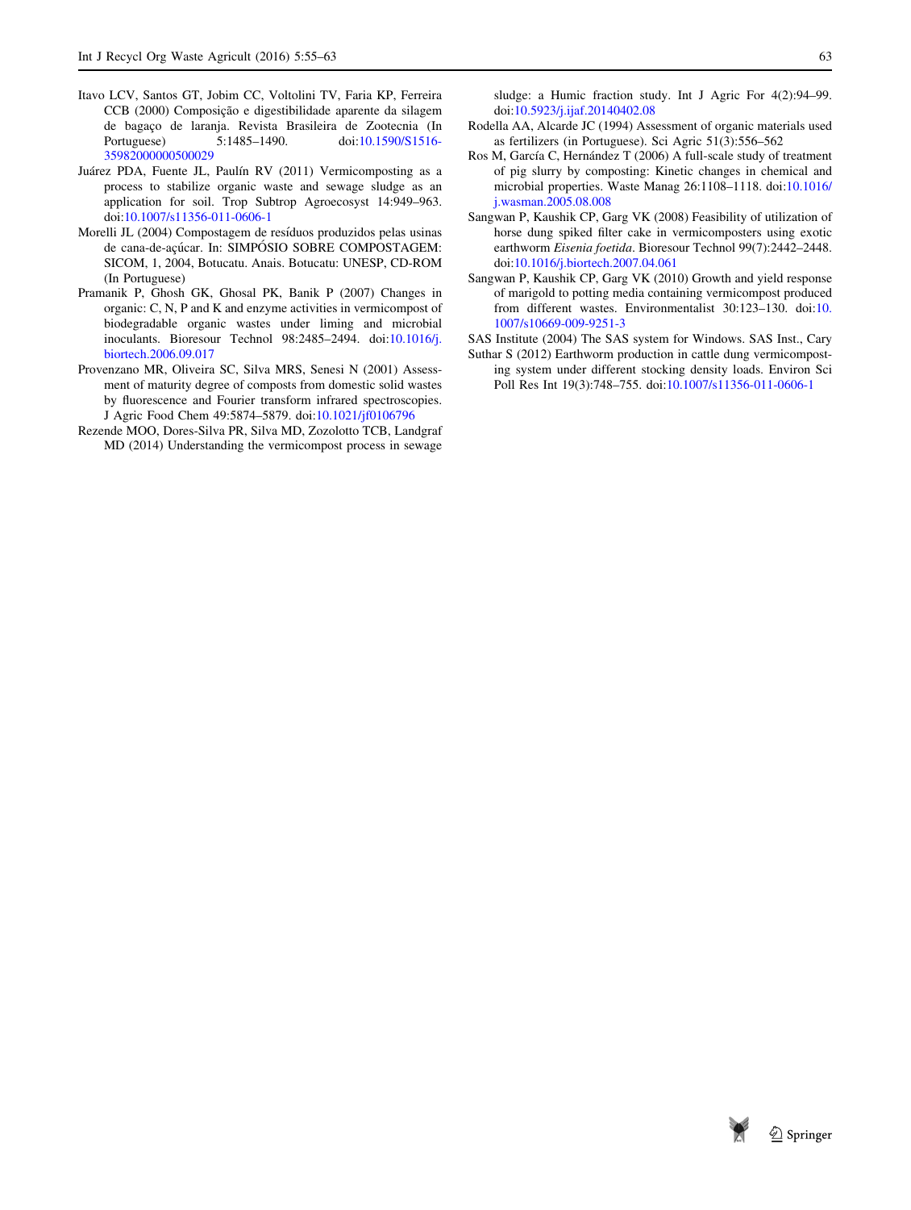Itavo LCV, Santos GT, Jobim CC, Voltolini TV, Faria KP, Ferreira CCB (2000) Composição e digestibilidade aparente da silagem de bagaço de laranja. Revista Brasileira de Zootecnia (In Portuguese) 5:1485–1490. doi:10.1590/S1516-35982000000500029

Juárez PDA, Fuente JL, Paulín RV (2011) Vermicomposting as a process to stabilize organic waste and sewage sludge as an application for soil. Trop Subtrop Agroecosyst 14:949–963. doi:10.1007/s11356-011-0606-1

Morelli JL (2004) Compostagem de resíduos produzidos pelas usinas de cana-de-açúcar. In: SIMPÓSIO SOBRE COMPOSTAGEM: SICOM, 1, 2004, Botucatu. Anais. Botucatu: UNESP, CD-ROM (In Portuguese)

Pramanik P, Ghosh GK, Ghosal PK, Banik P (2007) Changes in organic: C, N, P and K and enzyme activities in vermicompost of biodegradable organic wastes under liming and microbial inoculants. Bioresour Technol 98:2485–2494. doi:10.1016/j.biortech.2006.09.017

Provenzano MR, Oliveira SC, Silva MRS, Senesi N (2001) Assessment of maturity degree of composts from domestic solid wastes by fluorescence and Fourier transform infrared spectroscopies. J Agric Food Chem 49:5874–5879. doi:10.1021/jf0106796

Rezende MOO, Dores-Silva PR, Silva MD, Zozolotto TCB, Landgraf MD (2014) Understanding the vermicompost process in sewage sludge: a Humic fraction study. Int J Agric For 4(2):94–99. doi:10.5923/j.ijaf.20140402.08

Rodella AA, Alcarde JC (1994) Assessment of organic materials used as fertilizers (in Portuguese). Sci Agric 51(3):556–562

Ros M, García C, Hernández T (2006) A full-scale study of treatment of pig slurry by composting: Kinetic changes in chemical and microbial properties. Waste Manag 26:1108–1118. doi:10.1016/j.wasman.2005.08.008

Sangwan P, Kaushik CP, Garg VK (2008) Feasibility of utilization of horse dung spiked filter cake in vermicomposters using exotic earthworm *Eisenia foetida*. Bioresour Technol 99(7):2442–2448. doi:10.1016/j.biortech.2007.04.061

Sangwan P, Kaushik CP, Garg VK (2010) Growth and yield response of marigold to potting media containing vermicompost produced from different wastes. Environmentalist 30:123–130. doi:10.1007/s10669-009-9251-3

SAS Institute (2004) The SAS system for Windows. SAS Inst., Cary

Suthar S (2012) Earthworm production in cattle dung vermicomposting system under different stocking density loads. Environ Sci Poll Res Int 19(3):748–755. doi:10.1007/s11356-011-0606-1